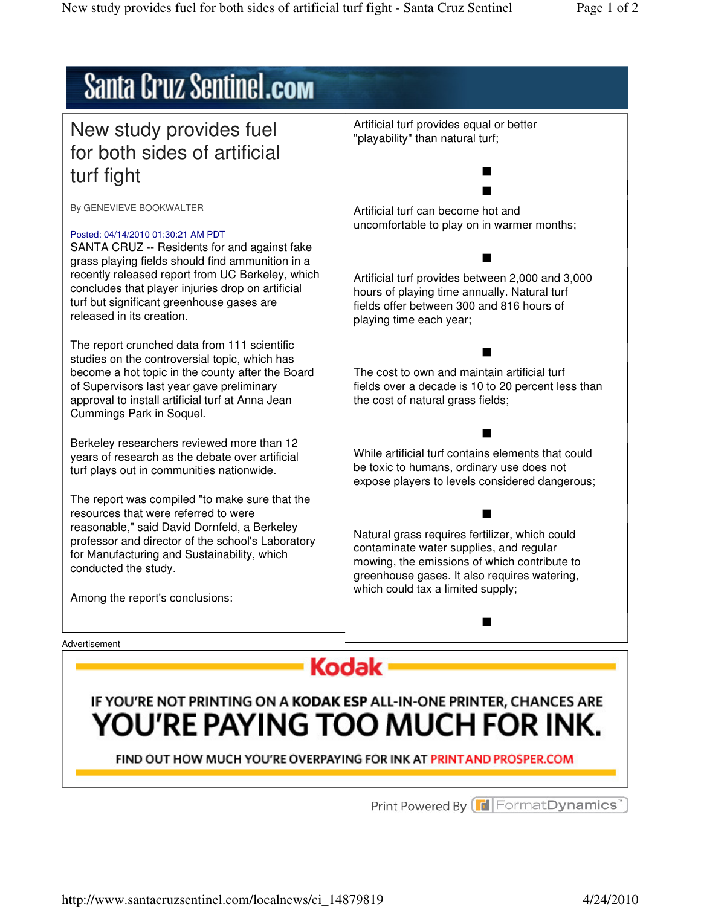# New study provides fuel for both sides of artificial turf fight

By GENEVIEVE BOOKWALTER

Posted: 04/14/2010 01:30:21 AM PDT

SANTA CRUZ -- Residents for and against fake grass playing fields should find ammunition in a recently released report from UC Berkeley, which concludes that player injuries drop on artificial turf but significant greenhouse gases are released in its creation.

The report crunched data from 111 scientific studies on the controversial topic, which has become a hot topic in the county after the Board of Supervisors last year gave preliminary approval to install artificial turf at Anna Jean Cummings Park in Soquel.

Berkeley researchers reviewed more than 12 years of research as the debate over artificial turf plays out in communities nationwide.

The report was compiled "to make sure that the resources that were referred to were reasonable," said David Dornfeld, a Berkeley professor and director of the school's Laboratory for Manufacturing and Sustainability, which conducted the study.

Among the report's conclusions:

Artificial turf provides equal or better "playability" than natural turf;

■

■

Artificial turf can become hot and uncomfortable to play on in warmer months;

■

Artificial turf provides between 2,000 and 3,000 hours of playing time annually. Natural turf fields offer between 300 and 816 hours of playing time each year;

■

The cost to own and maintain artificial turf fields over a decade is 10 to 20 percent less than the cost of natural grass fields;

■

While artificial turf contains elements that could be toxic to humans, ordinary use does not expose players to levels considered dangerous;

■

Natural grass requires fertilizer, which could contaminate water supplies, and regular mowing, the emissions of which contribute to greenhouse gases. It also requires watering, which could tax a limited supply;

■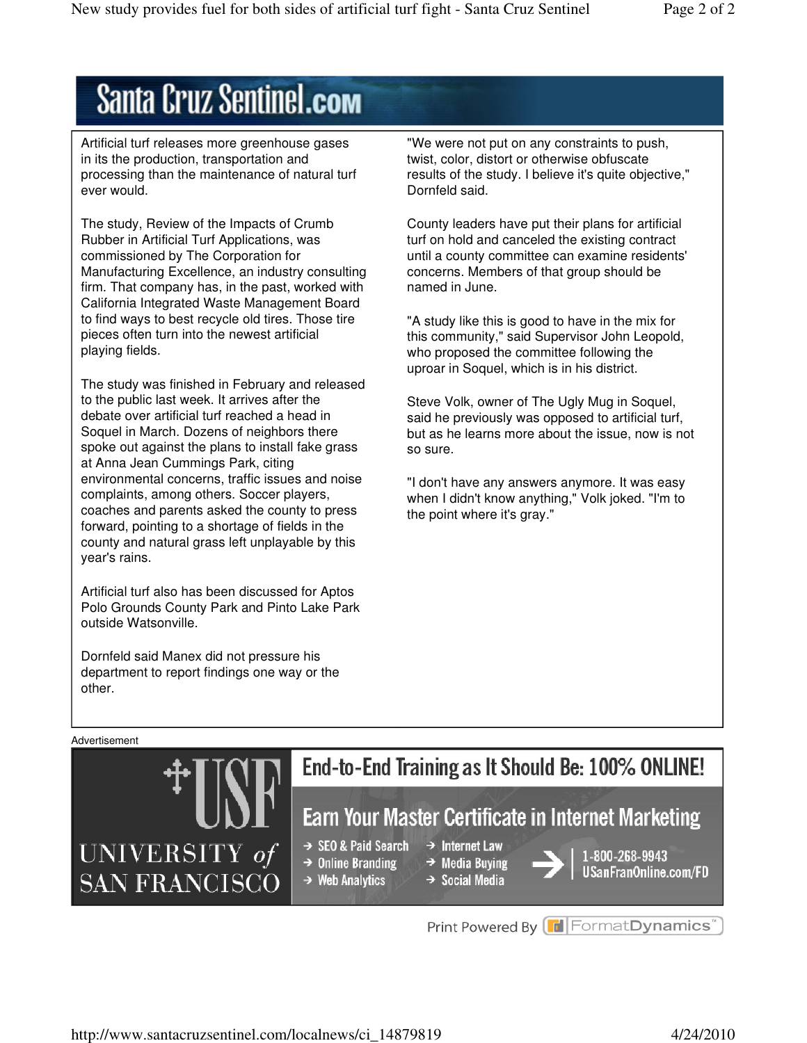Artificial turf releases more greenhouse gases in its the production, transportation and processing than the maintenance of natural turf ever would.

The study, Review of the Impacts of Crumb Rubber in Artificial Turf Applications, was commissioned by The Corporation for Manufacturing Excellence, an industry consulting firm. That company has, in the past, worked with California Integrated Waste Management Board to find ways to best recycle old tires. Those tire pieces often turn into the newest artificial playing fields.

The study was finished in February and released to the public last week. It arrives after the debate over artificial turf reached a head in Soquel in March. Dozens of neighbors there spoke out against the plans to install fake grass at Anna Jean Cummings Park, citing environmental concerns, traffic issues and noise complaints, among others. Soccer players, coaches and parents asked the county to press forward, pointing to a shortage of fields in the county and natural grass left unplayable by this year's rains.

Artificial turf also has been discussed for Aptos Polo Grounds County Park and Pinto Lake Park outside Watsonville.

Dornfeld said Manex did not pressure his department to report findings one way or the other.

"We were not put on any constraints to push, twist, color, distort or otherwise obfuscate results of the study. I believe it's quite objective," Dornfeld said.

County leaders have put their plans for artificial turf on hold and canceled the existing contract until a county committee can examine residents' concerns. Members of that group should be named in June.

"A study like this is good to have in the mix for this community," said Supervisor John Leopold, who proposed the committee following the uproar in Soquel, which is in his district.

Steve Volk, owner of The Ugly Mug in Soquel, said he previously was opposed to artificial turf, but as he learns more about the issue, now is not so sure.

"I don't have any answers anymore. It was easy when I didn't know anything," Volk joked. "I'm to the point where it's gray."